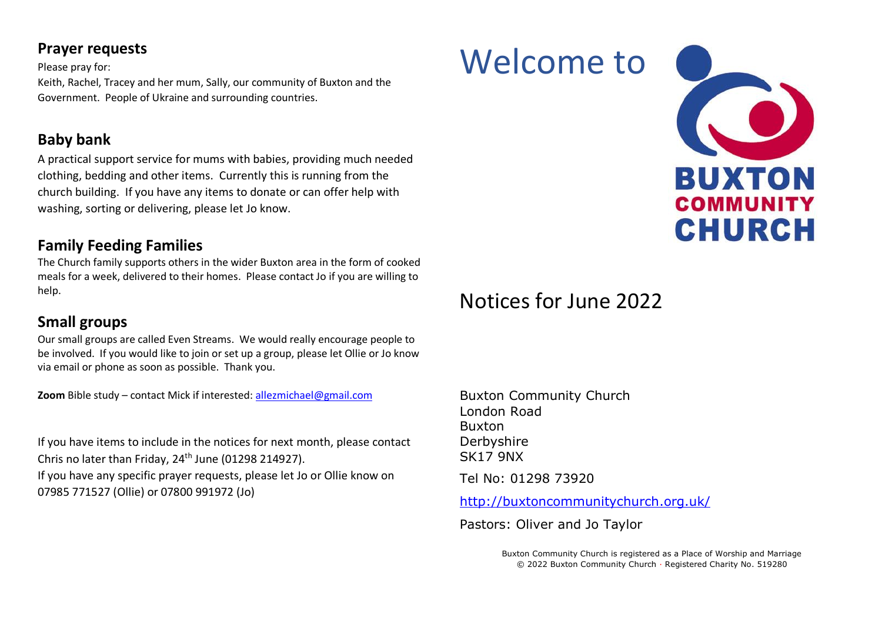## Prayer requests

Please pray for:

Keith, Rachel, Tracey and her mum, Sally, our community of Buxton and the Government. People of Ukraine and surrounding countries.

## Baby bank

A practical support service for mums with babies, providing much needed clothing, bedding and other items. Currently this is running from the church building. If you have any items to donate or can offer help with washing, sorting or delivering, please let Jo know.

## Family Feeding Families

The Church family supports others in the wider Buxton area in the form of cooked meals for a week, delivered to their homes. Please contact Jo if you are willing to help.

## Small groups

Our small groups are called Even Streams. We would really encourage people to be involved. If you would like to join or set up a group, please let Ollie or Jo know via email or phone as soon as possible. Thank you.

**Zoom** Bible study – contact Mick if interested: allezmichael@gmail.com

If you have items to include in the notices for next month, please contact Chris no later than Friday, 24th June (01298 214927).

If you have any specific prayer requests, please let Jo or Ollie know on 07985 771527 (Ollie) or 07800 991972 (Jo)

# Welcome to

**BUXTON COMMUNITY CHURCH**

# Notices for June 2022

Buxton Community Church
London Road
Buxton
Derbyshire
SK17 9NX

Tel No: 01298 73920

http://buxtoncommunitychurch.org.uk/

Pastors: Oliver and Jo Taylor

Buxton Community Church is registered as a Place of Worship and Marriage
© 2022 Buxton Community Church · Registered Charity No. 519280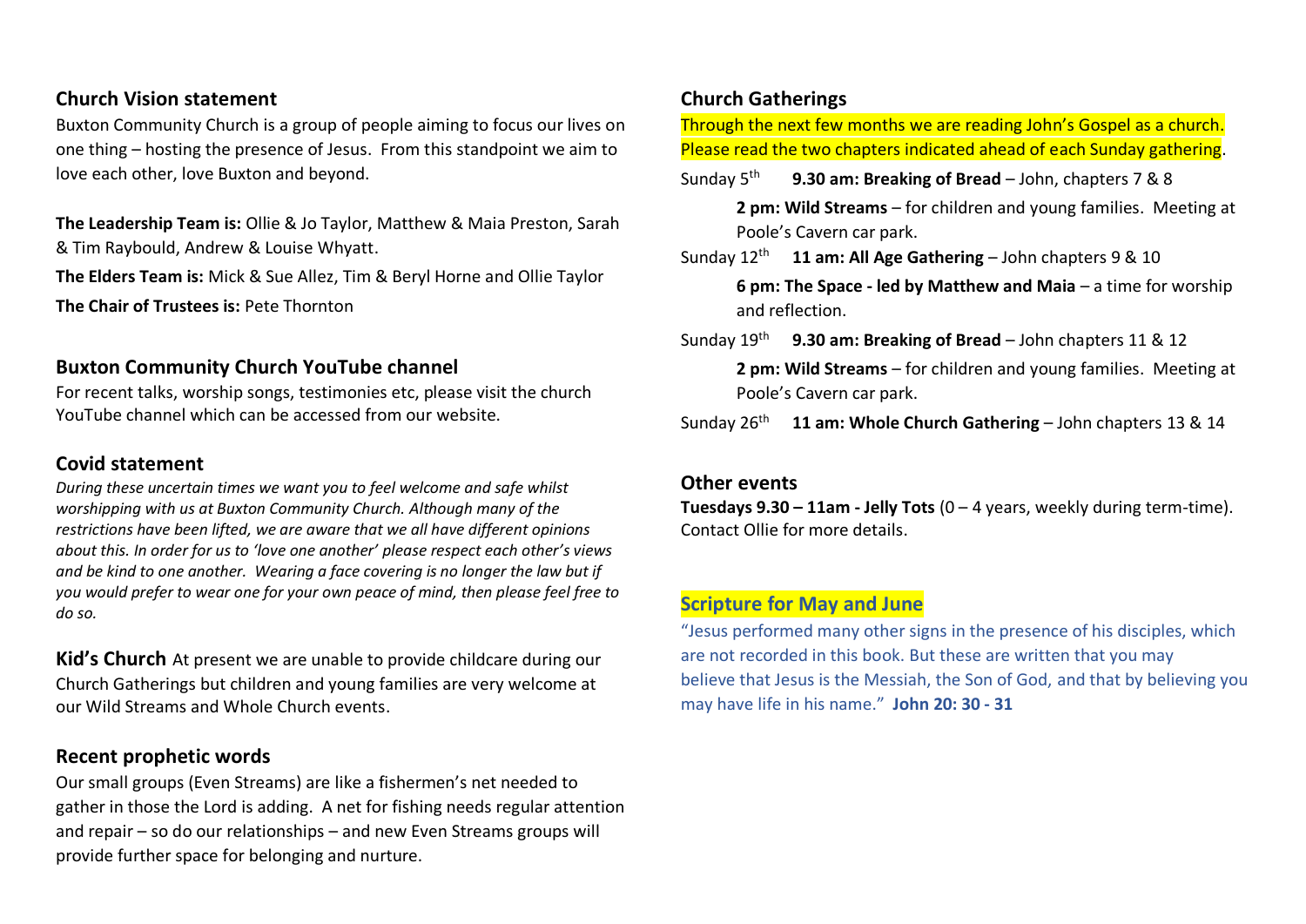## Church Vision statement

Buxton Community Church is a group of people aiming to focus our lives on one thing – hosting the presence of Jesus. From this standpoint we aim to love each other, love Buxton and beyond.

**The Leadership Team is:** Ollie & Jo Taylor, Matthew & Maia Preston, Sarah & Tim Raybould, Andrew & Louise Whyatt.

**The Elders Team is:** Mick & Sue Allez, Tim & Beryl Horne and Ollie Taylor

**The Chair of Trustees is:** Pete Thornton

## Buxton Community Church YouTube channel

For recent talks, worship songs, testimonies etc, please visit the church YouTube channel which can be accessed from our website.

## Covid statement

*During these uncertain times we want you to feel welcome and safe whilst worshipping with us at Buxton Community Church. Although many of the restrictions have been lifted, we are aware that we all have different opinions about this. In order for us to 'love one another' please respect each other's views and be kind to one another. Wearing a face covering is no longer the law but if you would prefer to wear one for your own peace of mind, then please feel free to do so.*

**Kid's Church** At present we are unable to provide childcare during our Church Gatherings but children and young families are very welcome at our Wild Streams and Whole Church events.

## Recent prophetic words

Our small groups (Even Streams) are like a fishermen's net needed to gather in those the Lord is adding. A net for fishing needs regular attention and repair – so do our relationships – and new Even Streams groups will provide further space for belonging and nurture.

## Church Gatherings

Through the next few months we are reading John's Gospel as a church. Please read the two chapters indicated ahead of each Sunday gathering.

Sunday 5th **9.30 am: Breaking of Bread** – John, chapters 7 & 8

**2 pm: Wild Streams** – for children and young families. Meeting at Poole's Cavern car park.

Sunday 12th **11 am: All Age Gathering** – John chapters 9 & 10

**6 pm: The Space - led by Matthew and Maia** – a time for worship and reflection.

Sunday 19th **9.30 am: Breaking of Bread** – John chapters 11 & 12

**2 pm: Wild Streams** – for children and young families. Meeting at Poole's Cavern car park.

Sunday 26th **11 am: Whole Church Gathering** – John chapters 13 & 14

## Other events

**Tuesdays 9.30 – 11am - Jelly Tots** (0 – 4 years, weekly during term-time). Contact Ollie for more details.

## Scripture for May and June

"Jesus performed many other signs in the presence of his disciples, which are not recorded in this book. But these are written that you may believe that Jesus is the Messiah, the Son of God, and that by believing you may have life in his name." **John 20: 30 - 31**